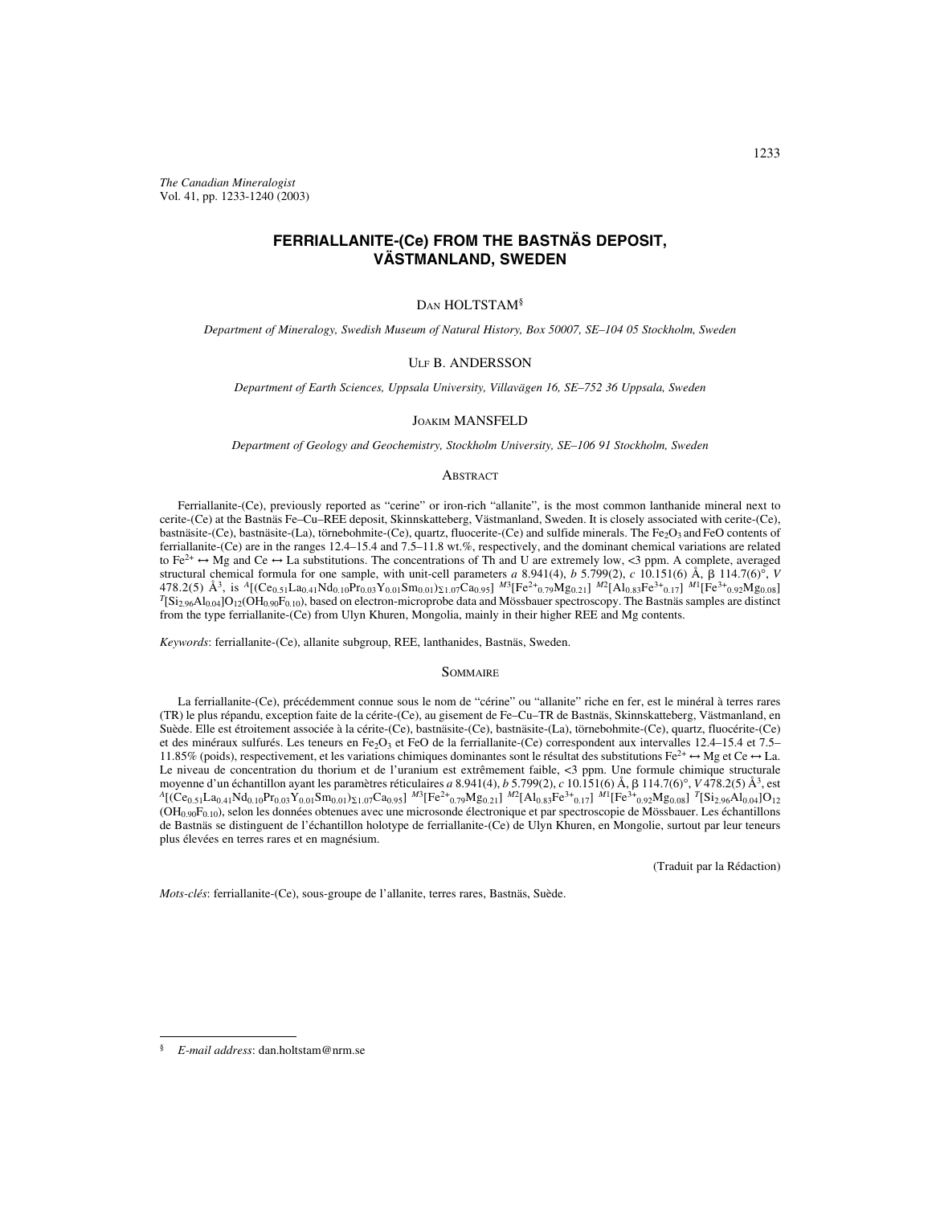*The Canadian Mineralogist*
Vol. 41, pp. 1233-1240 (2003)

# FERRIALLANITE-(Ce) FROM THE BASTNÄS DEPOSIT, VÄSTMANLAND, SWEDEN

DAN HOLTSTAM§

*Department of Mineralogy, Swedish Museum of Natural History, Box 50007, SE–104 05 Stockholm, Sweden*

ULF B. ANDERSSON

*Department of Earth Sciences, Uppsala University, Villavägen 16, SE–752 36 Uppsala, Sweden*

JOAKIM MANSFELD

*Department of Geology and Geochemistry, Stockholm University, SE–106 91 Stockholm, Sweden*

## ABSTRACT

Ferriallanite-(Ce), previously reported as "cerine" or iron-rich "allanite", is the most common lanthanide mineral next to cerite-(Ce) at the Bastnäs Fe–Cu–REE deposit, Skinnskatteberg, Västmanland, Sweden. It is closely associated with cerite-(Ce), bastnäsite-(Ce), bastnäsite-(La), törnebohmite-(Ce), quartz, fluocerite-(Ce) and sulfide minerals. The $Fe_2O_3$ and FeO contents of ferriallanite-(Ce) are in the ranges 12.4–15.4 and 7.5–11.8 wt.%, respectively, and the dominant chemical variations are related to $Fe^{2+} \leftrightarrow Mg$ and $Ce \leftrightarrow La$ substitutions. The concentrations of Th and U are extremely low, <3 ppm. A complete, averaged structural chemical formula for one sample, with unit-cell parameters *a* 8.941(4), *b* 5.799(2), *c* 10.151(6) Å, β 114.7(6)°, *V* 478.2(5) Å$^3$, is $^{A}[(Ce_{0.51}La_{0.41}Nd_{0.10}Pr_{0.03}Y_{0.01}Sm_{0.01})_{\Sigma 1.07}Ca_{0.95}]$ $^{M3}[Fe^{2+}_{0.79}Mg_{0.21}]$ $^{M2}[Al_{0.83}Fe^{3+}_{0.17}]$ $^{M1}[Fe^{3+}_{0.92}Mg_{0.08}]$ $^{T}[Si_{2.96}Al_{0.04}]O_{12}(OH_{0.90}F_{0.10})$, based on electron-microprobe data and Mössbauer spectroscopy. The Bastnäs samples are distinct from the type ferriallanite-(Ce) from Ulyn Khuren, Mongolia, mainly in their higher REE and Mg contents.

*Keywords*: ferriallanite-(Ce), allanite subgroup, REE, lanthanides, Bastnäs, Sweden.

## SOMMAIRE

La ferriallanite-(Ce), précédemment connue sous le nom de "cérine" ou "allanite" riche en fer, est le minéral à terres rares (TR) le plus répandu, exception faite de la cérite-(Ce), au gisement de Fe–Cu–TR de Bastnäs, Skinnskatteberg, Västmanland, en Suède. Elle est étroitement associée à la cérite-(Ce), bastnäsite-(Ce), bastnäsite-(La), törnebohmite-(Ce), quartz, fluocérite-(Ce) et des minéraux sulfurés. Les teneurs en $Fe_2O_3$ et FeO de la ferriallanite-(Ce) correspondent aux intervalles 12.4–15.4 et 7.5–11.85% (poids), respectivement, et les variations chimiques dominantes sont le résultat des substitutions $Fe^{2+} \leftrightarrow Mg$ et $Ce \leftrightarrow La$. Le niveau de concentration du thorium et de l'uranium est extrêmement faible, <3 ppm. Une formule chimique structurale moyenne d'un échantillon ayant les paramètres réticulaires *a* 8.941(4), *b* 5.799(2), *c* 10.151(6) Å, β 114.7(6)°, *V* 478.2(5) Å$^3$, est $^{A}[(Ce_{0.51}La_{0.41}Nd_{0.10}Pr_{0.03}Y_{0.01}Sm_{0.01})_{\Sigma 1.07}Ca_{0.95}]$ $^{M3}[Fe^{2+}_{0.79}Mg_{0.21}]$ $^{M2}[Al_{0.83}Fe^{3+}_{0.17}]$ $^{M1}[Fe^{3+}_{0.92}Mg_{0.08}]$ $^{T}[Si_{2.96}Al_{0.04}]O_{12}$ $(OH_{0.90}F_{0.10})$, selon les données obtenues avec une microsonde électronique et par spectroscopie de Mössbauer. Les échantillons de Bastnäs se distinguent de l'échantillon holotype de ferriallanite-(Ce) de Ulyn Khuren, en Mongolie, surtout par leur teneurs plus élevées en terres rares et en magnésium.

(Traduit par la Rédaction)

*Mots-clés*: ferriallanite-(Ce), sous-groupe de l'allanite, terres rares, Bastnäs, Suède.

---

§ *E-mail address*: dan.holtstam@nrm.se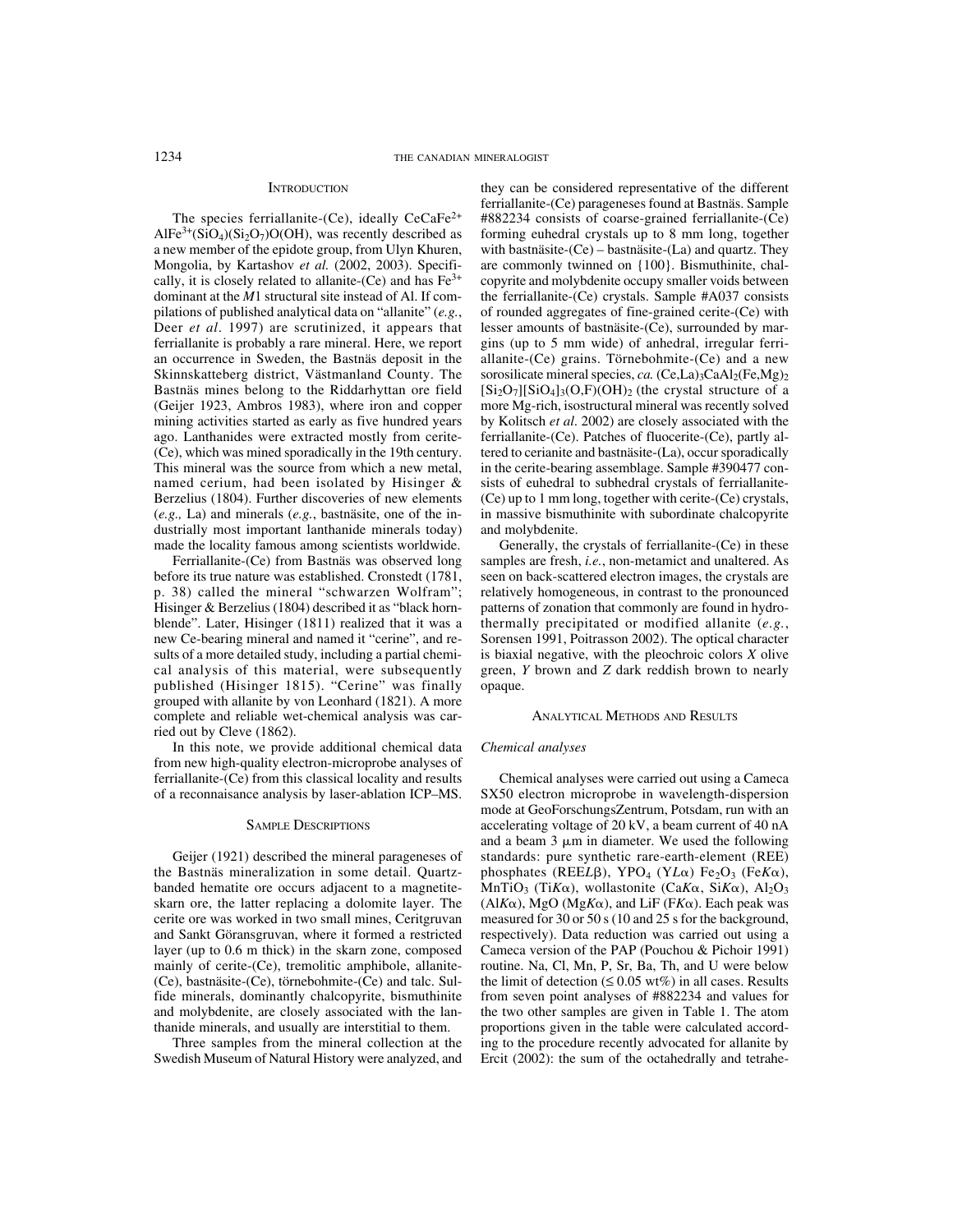## Introduction

The species ferriallanite-(Ce), ideally $CeCaFe^{2+}AlFe^{3+}(SiO_4)(Si_2O_7)O(OH)$, was recently described as a new member of the epidote group, from Ulyn Khuren, Mongolia, by Kartashov *et al.* (2002, 2003). Specifically, it is closely related to allanite-(Ce) and has $Fe^{3+}$ dominant at the *M*1 structural site instead of Al. If compilations of published analytical data on "allanite" (*e.g.*, Deer *et al*. 1997) are scrutinized, it appears that ferriallanite is probably a rare mineral. Here, we report an occurrence in Sweden, the Bastnäs deposit in the Skinnskatteberg district, Västmanland County. The Bastnäs mines belong to the Riddarhyttan ore field (Geijer 1923, Ambros 1983), where iron and copper mining activities started as early as five hundred years ago. Lanthanides were extracted mostly from cerite-(Ce), which was mined sporadically in the 19th century. This mineral was the source from which a new metal, named cerium, had been isolated by Hisinger & Berzelius (1804). Further discoveries of new elements (*e.g.,* La) and minerals (*e.g.*, bastnäsite, one of the industrially most important lanthanide minerals today) made the locality famous among scientists worldwide.

Ferriallanite-(Ce) from Bastnäs was observed long before its true nature was established. Cronstedt (1781, p. 38) called the mineral "schwarzen Wolfram"; Hisinger & Berzelius (1804) described it as "black hornblende". Later, Hisinger (1811) realized that it was a new Ce-bearing mineral and named it "cerine", and results of a more detailed study, including a partial chemical analysis of this material, were subsequently published (Hisinger 1815). "Cerine" was finally grouped with allanite by von Leonhard (1821). A more complete and reliable wet-chemical analysis was carried out by Cleve (1862).

In this note, we provide additional chemical data from new high-quality electron-microprobe analyses of ferriallanite-(Ce) from this classical locality and results of a reconnaisance analysis by laser-ablation ICP–MS.

## Sample Descriptions

Geijer (1921) described the mineral parageneses of the Bastnäs mineralization in some detail. Quartz-banded hematite ore occurs adjacent to a magnetite-skarn ore, the latter replacing a dolomite layer. The cerite ore was worked in two small mines, Ceritgruvan and Sankt Göransgruvan, where it formed a restricted layer (up to 0.6 m thick) in the skarn zone, composed mainly of cerite-(Ce), tremolitic amphibole, allanite-(Ce), bastnäsite-(Ce), törnebohmite-(Ce) and talc. Sulfide minerals, dominantly chalcopyrite, bismuthinite and molybdenite, are closely associated with the lanthanide minerals, and usually are interstitial to them.

Three samples from the mineral collection at the Swedish Museum of Natural History were analyzed, and they can be considered representative of the different ferriallanite-(Ce) parageneses found at Bastnäs. Sample #882234 consists of coarse-grained ferriallanite-(Ce) forming euhedral crystals up to 8 mm long, together with bastnäsite-(Ce) – bastnäsite-(La) and quartz. They are commonly twinned on {100}. Bismuthinite, chalcopyrite and molybdenite occupy smaller voids between the ferriallanite-(Ce) crystals. Sample #A037 consists of rounded aggregates of fine-grained cerite-(Ce) with lesser amounts of bastnäsite-(Ce), surrounded by margins (up to 5 mm wide) of anhedral, irregular ferriallanite-(Ce) grains. Törnebohmite-(Ce) and a new sorosilicate mineral species, *ca.* $(Ce,La)_3CaAl_2(Fe,Mg)_2[Si_2O_7][SiO_4]_3(O,F)(OH)_2$ (the crystal structure of a more Mg-rich, isostructural mineral was recently solved by Kolitsch *et al*. 2002) are closely associated with the ferriallanite-(Ce). Patches of fluocerite-(Ce), partly altered to cerianite and bastnäsite-(La), occur sporadically in the cerite-bearing assemblage. Sample #390477 consists of euhedral to subhedral crystals of ferriallanite-(Ce) up to 1 mm long, together with cerite-(Ce) crystals, in massive bismuthinite with subordinate chalcopyrite and molybdenite.

Generally, the crystals of ferriallanite-(Ce) in these samples are fresh, *i.e.*, non-metamict and unaltered. As seen on back-scattered electron images, the crystals are relatively homogeneous, in contrast to the pronounced patterns of zonation that commonly are found in hydrothermally precipitated or modified allanite (*e.g.*, Sorensen 1991, Poitrasson 2002). The optical character is biaxial negative, with the pleochroic colors *X* olive green, *Y* brown and *Z* dark reddish brown to nearly opaque.

## Analytical Methods and Results

### *Chemical analyses*

Chemical analyses were carried out using a Cameca SX50 electron microprobe in wavelength-dispersion mode at GeoForschungsZentrum, Potsdam, run with an accelerating voltage of 20 kV, a beam current of 40 nA and a beam 3 μm in diameter. We used the following standards: pure synthetic rare-earth-element (REE) phosphates (REE*L*β), $YPO_4$ (Y*L*α) $Fe_2O_3$ (Fe*K*α), $MnTiO_3$ (Ti*K*α), wollastonite (Ca*K*α, Si*K*α), $Al_2O_3$ (Al*K*α), MgO (Mg*K*α), and LiF (F*K*α). Each peak was measured for 30 or 50 s (10 and 25 s for the background, respectively). Data reduction was carried out using a Cameca version of the PAP (Pouchou & Pichoir 1991) routine. Na, Cl, Mn, P, Sr, Ba, Th, and U were below the limit of detection (≤ 0.05 wt%) in all cases. Results from seven point analyses of #882234 and values for the two other samples are given in Table 1. The atom proportions given in the table were calculated according to the procedure recently advocated for allanite by Ercit (2002): the sum of the octahedrally and tetrahe-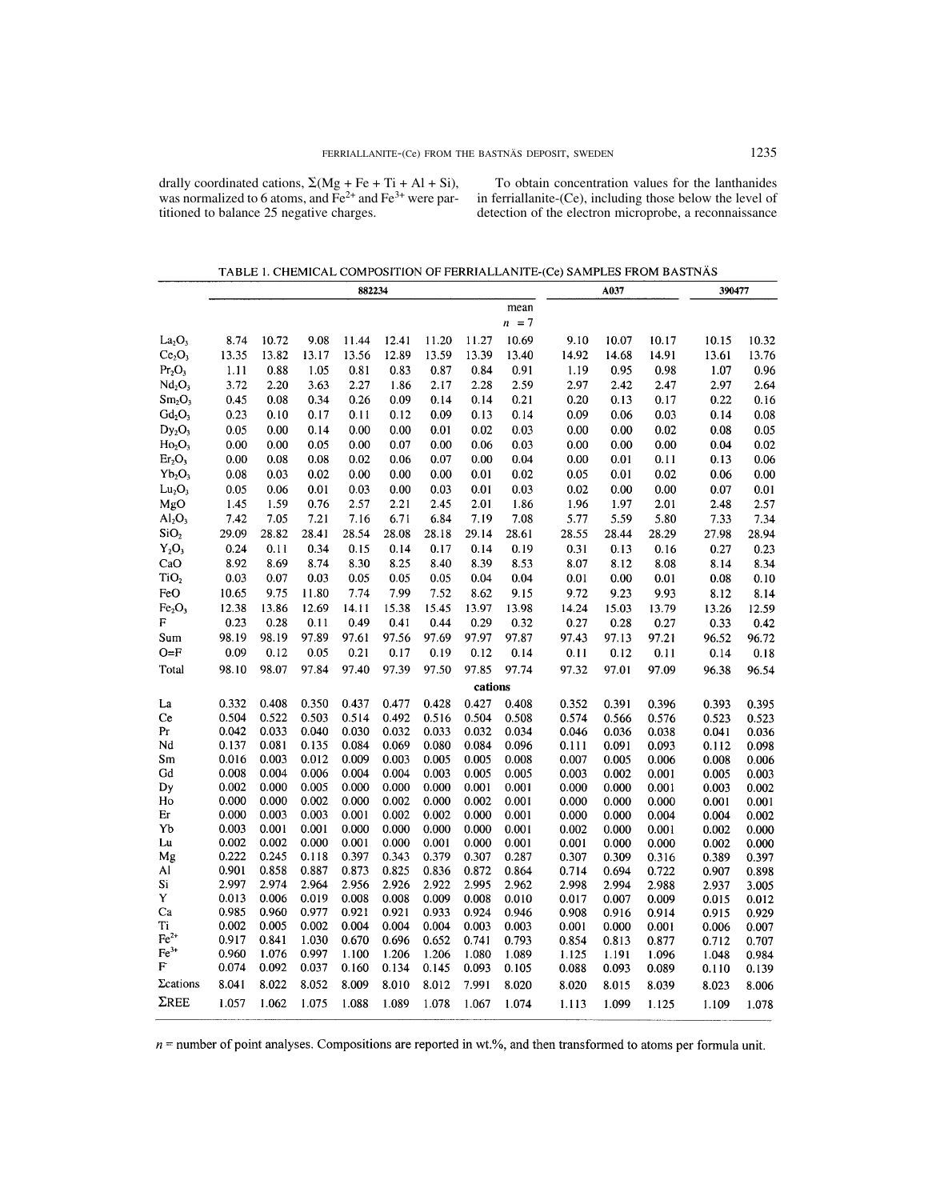drally coordinated cations, $\Sigma$(Mg + Fe + Ti + Al + Si), was normalized to 6 atoms, and $Fe^{2+}$ and $Fe^{3+}$ were partitioned to balance 25 negative charges.

To obtain concentration values for the lanthanides in ferriallanite-(Ce), including those below the level of detection of the electron microprobe, a reconnaissance

TABLE 1. CHEMICAL COMPOSITION OF FERRIALLANITE-(Ce) SAMPLES FROM BASTNÄS

| | 882234 | | | | | | | | A037 | | | 390477 | |
|---|---|---|---|---|---|---|---|---|---|---|---|---|---|
| | | | | | | | | mean $n$ = 7 | | | | | |
| $La_2O_3$ | 8.74 | 10.72 | 9.08 | 11.44 | 12.41 | 11.20 | 11.27 | 10.69 | 9.10 | 10.07 | 10.17 | 10.15 | 10.32 |
| $Ce_2O_3$ | 13.35 | 13.82 | 13.17 | 13.56 | 12.89 | 13.59 | 13.39 | 13.40 | 14.92 | 14.68 | 14.91 | 13.61 | 13.76 |
| $Pr_2O_3$ | 1.11 | 0.88 | 1.05 | 0.81 | 0.83 | 0.87 | 0.84 | 0.91 | 1.19 | 0.95 | 0.98 | 1.07 | 0.96 |
| $Nd_2O_3$ | 3.72 | 2.20 | 3.63 | 2.27 | 1.86 | 2.17 | 2.28 | 2.59 | 2.97 | 2.42 | 2.47 | 2.97 | 2.64 |
| $Sm_2O_3$ | 0.45 | 0.08 | 0.34 | 0.26 | 0.09 | 0.14 | 0.14 | 0.21 | 0.20 | 0.13 | 0.17 | 0.22 | 0.16 |
| $Gd_2O_3$ | 0.23 | 0.10 | 0.17 | 0.11 | 0.12 | 0.09 | 0.13 | 0.14 | 0.09 | 0.06 | 0.03 | 0.14 | 0.08 |
| $Dy_2O_3$ | 0.05 | 0.00 | 0.14 | 0.00 | 0.00 | 0.01 | 0.02 | 0.03 | 0.00 | 0.00 | 0.02 | 0.08 | 0.05 |
| $Ho_2O_3$ | 0.00 | 0.00 | 0.05 | 0.00 | 0.07 | 0.00 | 0.06 | 0.03 | 0.00 | 0.00 | 0.00 | 0.04 | 0.02 |
| $Er_2O_3$ | 0.00 | 0.08 | 0.08 | 0.02 | 0.06 | 0.07 | 0.00 | 0.04 | 0.00 | 0.01 | 0.11 | 0.13 | 0.06 |
| $Yb_2O_3$ | 0.08 | 0.03 | 0.02 | 0.00 | 0.00 | 0.00 | 0.01 | 0.02 | 0.05 | 0.01 | 0.02 | 0.06 | 0.00 |
| $Lu_2O_3$ | 0.05 | 0.06 | 0.01 | 0.03 | 0.00 | 0.03 | 0.01 | 0.03 | 0.02 | 0.00 | 0.00 | 0.07 | 0.01 |
| MgO | 1.45 | 1.59 | 0.76 | 2.57 | 2.21 | 2.45 | 2.01 | 1.86 | 1.96 | 1.97 | 2.01 | 2.48 | 2.57 |
| $Al_2O_3$ | 7.42 | 7.05 | 7.21 | 7.16 | 6.71 | 6.84 | 7.19 | 7.08 | 5.77 | 5.59 | 5.80 | 7.33 | 7.34 |
| $SiO_2$ | 29.09 | 28.82 | 28.41 | 28.54 | 28.08 | 28.18 | 29.14 | 28.61 | 28.55 | 28.44 | 28.29 | 27.98 | 28.94 |
| $Y_2O_3$ | 0.24 | 0.11 | 0.34 | 0.15 | 0.14 | 0.17 | 0.14 | 0.19 | 0.31 | 0.13 | 0.16 | 0.27 | 0.23 |
| CaO | 8.92 | 8.69 | 8.74 | 8.30 | 8.25 | 8.40 | 8.39 | 8.53 | 8.07 | 8.12 | 8.08 | 8.14 | 8.34 |
| $TiO_2$ | 0.03 | 0.07 | 0.03 | 0.05 | 0.05 | 0.05 | 0.04 | 0.04 | 0.01 | 0.00 | 0.01 | 0.08 | 0.10 |
| FeO | 10.65 | 9.75 | 11.80 | 7.74 | 7.99 | 7.52 | 8.62 | 9.15 | 9.72 | 9.23 | 9.93 | 8.12 | 8.14 |
| $Fe_2O_3$ | 12.38 | 13.86 | 12.69 | 14.11 | 15.38 | 15.45 | 13.97 | 13.98 | 14.24 | 15.03 | 13.79 | 13.26 | 12.59 |
| F | 0.23 | 0.28 | 0.11 | 0.49 | 0.41 | 0.44 | 0.29 | 0.32 | 0.27 | 0.28 | 0.27 | 0.33 | 0.42 |
| Sum | 98.19 | 98.19 | 97.89 | 97.61 | 97.56 | 97.69 | 97.97 | 97.87 | 97.43 | 97.13 | 97.21 | 96.52 | 96.72 |
| O=F | 0.09 | 0.12 | 0.05 | 0.21 | 0.17 | 0.19 | 0.12 | 0.14 | 0.11 | 0.12 | 0.11 | 0.14 | 0.18 |
| Total | 98.10 | 98.07 | 97.84 | 97.40 | 97.39 | 97.50 | 97.85 | 97.74 | 97.32 | 97.01 | 97.09 | 96.38 | 96.54 |
| | | | | | | | | **cations** | | | | | |
| La | 0.332 | 0.408 | 0.350 | 0.437 | 0.477 | 0.428 | 0.427 | 0.408 | 0.352 | 0.391 | 0.396 | 0.393 | 0.395 |
| Ce | 0.504 | 0.522 | 0.503 | 0.514 | 0.492 | 0.516 | 0.504 | 0.508 | 0.574 | 0.566 | 0.576 | 0.523 | 0.523 |
| Pr | 0.042 | 0.033 | 0.040 | 0.030 | 0.032 | 0.033 | 0.032 | 0.034 | 0.046 | 0.036 | 0.038 | 0.041 | 0.036 |
| Nd | 0.137 | 0.081 | 0.135 | 0.084 | 0.069 | 0.080 | 0.084 | 0.096 | 0.111 | 0.091 | 0.093 | 0.112 | 0.098 |
| Sm | 0.016 | 0.003 | 0.012 | 0.009 | 0.003 | 0.005 | 0.005 | 0.008 | 0.007 | 0.005 | 0.006 | 0.008 | 0.006 |
| Gd | 0.008 | 0.004 | 0.006 | 0.004 | 0.004 | 0.003 | 0.005 | 0.005 | 0.003 | 0.002 | 0.001 | 0.005 | 0.003 |
| Dy | 0.002 | 0.000 | 0.005 | 0.000 | 0.000 | 0.000 | 0.001 | 0.001 | 0.000 | 0.000 | 0.001 | 0.003 | 0.002 |
| Ho | 0.000 | 0.000 | 0.002 | 0.000 | 0.002 | 0.000 | 0.002 | 0.001 | 0.000 | 0.000 | 0.000 | 0.001 | 0.001 |
| Er | 0.000 | 0.003 | 0.003 | 0.001 | 0.002 | 0.002 | 0.000 | 0.001 | 0.000 | 0.000 | 0.004 | 0.004 | 0.002 |
| Yb | 0.003 | 0.001 | 0.001 | 0.000 | 0.000 | 0.000 | 0.000 | 0.001 | 0.002 | 0.000 | 0.001 | 0.002 | 0.000 |
| Lu | 0.002 | 0.002 | 0.000 | 0.001 | 0.000 | 0.001 | 0.000 | 0.001 | 0.001 | 0.000 | 0.000 | 0.002 | 0.000 |
| Mg | 0.222 | 0.245 | 0.118 | 0.397 | 0.343 | 0.379 | 0.307 | 0.287 | 0.307 | 0.309 | 0.316 | 0.389 | 0.397 |
| Al | 0.901 | 0.858 | 0.887 | 0.873 | 0.825 | 0.836 | 0.872 | 0.864 | 0.714 | 0.694 | 0.722 | 0.907 | 0.898 |
| Si | 2.997 | 2.974 | 2.964 | 2.956 | 2.926 | 2.922 | 2.995 | 2.962 | 2.998 | 2.994 | 2.988 | 2.937 | 3.005 |
| Y | 0.013 | 0.006 | 0.019 | 0.008 | 0.008 | 0.009 | 0.008 | 0.010 | 0.017 | 0.007 | 0.009 | 0.015 | 0.012 |
| Ca | 0.985 | 0.960 | 0.977 | 0.921 | 0.921 | 0.933 | 0.924 | 0.946 | 0.908 | 0.916 | 0.914 | 0.915 | 0.929 |
| Ti | 0.002 | 0.005 | 0.002 | 0.004 | 0.004 | 0.004 | 0.003 | 0.003 | 0.001 | 0.000 | 0.001 | 0.006 | 0.007 |
| $Fe^{2+}$ | 0.917 | 0.841 | 1.030 | 0.670 | 0.696 | 0.652 | 0.741 | 0.793 | 0.854 | 0.813 | 0.877 | 0.712 | 0.707 |
| $Fe^{3+}$ | 0.960 | 1.076 | 0.997 | 1.100 | 1.206 | 1.206 | 1.080 | 1.089 | 1.125 | 1.191 | 1.096 | 1.048 | 0.984 |
| F | 0.074 | 0.092 | 0.037 | 0.160 | 0.134 | 0.145 | 0.093 | 0.105 | 0.088 | 0.093 | 0.089 | 0.110 | 0.139 |
| $\Sigma$cations | 8.041 | 8.022 | 8.052 | 8.009 | 8.010 | 8.012 | 7.991 | 8.020 | 8.020 | 8.015 | 8.039 | 8.023 | 8.006 |
| $\Sigma$REE | 1.057 | 1.062 | 1.075 | 1.088 | 1.089 | 1.078 | 1.067 | 1.074 | 1.113 | 1.099 | 1.125 | 1.109 | 1.078 |

$n$ = number of point analyses. Compositions are reported in wt.%, and then transformed to atoms per formula unit.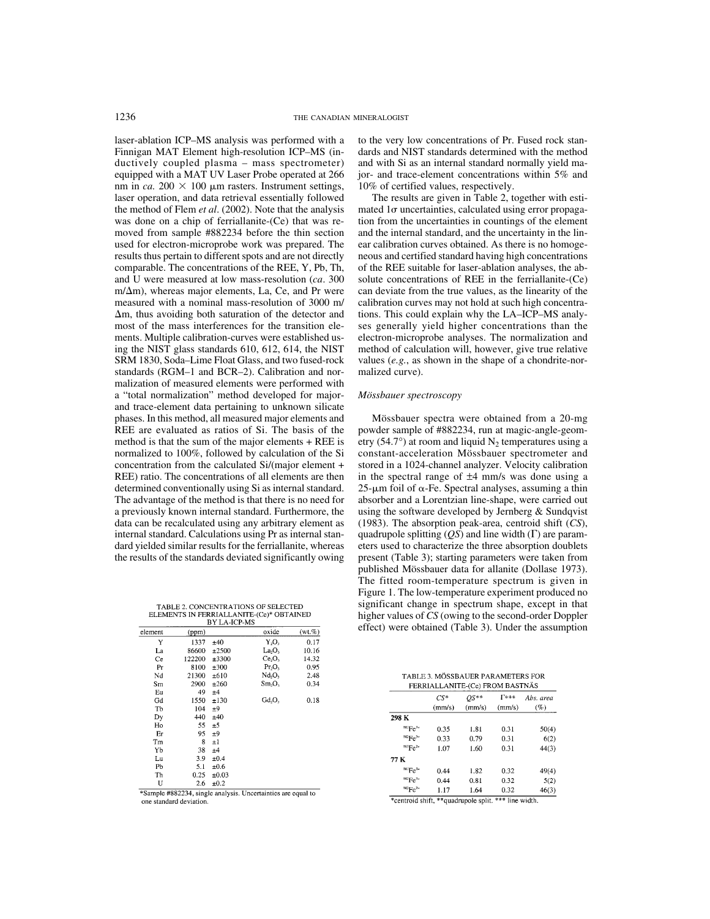laser-ablation ICP–MS analysis was performed with a Finnigan MAT Element high-resolution ICP–MS (inductively coupled plasma – mass spectrometer) equipped with a MAT UV Laser Probe operated at 266 nm in *ca.* 200 × 100 μm rasters. Instrument settings, laser operation, and data retrieval essentially followed the method of Flem *et al.* (2002). Note that the analysis was done on a chip of ferriallanite-(Ce) that was removed from sample #882234 before the thin section used for electron-microprobe work was prepared. The results thus pertain to different spots and are not directly comparable. The concentrations of the REE, Y, Pb, Th, and U were measured at low mass-resolution (*ca*. 300 m/Δm), whereas major elements, La, Ce, and Pr were measured with a nominal mass-resolution of 3000 m/Δm, thus avoiding both saturation of the detector and most of the mass interferences for the transition elements. Multiple calibration-curves were established using the NIST glass standards 610, 612, 614, the NIST SRM 1830, Soda–Lime Float Glass, and two fused-rock standards (RGM–1 and BCR–2). Calibration and normalization of measured elements were performed with a "total normalization" method developed for major- and trace-element data pertaining to unknown silicate phases. In this method, all measured major elements and REE are evaluated as ratios of Si. The basis of the method is that the sum of the major elements + REE is normalized to 100%, followed by calculation of the Si concentration from the calculated Si/(major element + REE) ratio. The concentrations of all elements are then determined conventionally using Si as internal standard. The advantage of the method is that there is no need for a previously known internal standard. Furthermore, the data can be recalculated using any arbitrary element as internal standard. Calculations using Pr as internal standard yielded similar results for the ferriallanite, whereas the results of the standards deviated significantly owing to the very low concentrations of Pr. Fused rock standards and NIST standards determined with the method and with Si as an internal standard normally yield major- and trace-element concentrations within 5% and 10% of certified values, respectively.

The results are given in Table 2, together with estimated 1σ uncertainties, calculated using error propagation from the uncertainties in countings of the element and the internal standard, and the uncertainty in the linear calibration curves obtained. As there is no homogeneous and certified standard having high concentrations of the REE suitable for laser-ablation analyses, the absolute concentrations of REE in the ferriallanite-(Ce) can deviate from the true values, as the linearity of the calibration curves may not hold at such high concentrations. This could explain why the LA–ICP–MS analyses generally yield higher concentrations than the electron-microprobe analyses. The normalization and method of calculation will, however, give true relative values (*e.g.*, as shown in the shape of a chondrite-normalized curve).

TABLE 2. CONCENTRATIONS OF SELECTED ELEMENTS IN FERRIALLANITE-(Ce)* OBTAINED BY LA-ICP-MS

| element | (ppm) | | oxide | (wt.%) |
|---|---|---|---|---|
| Y | 1337 | ±40 | $Y_2O_3$ | 0.17 |
| La | 86600 | ±2500 | $La_2O_3$ | 10.16 |
| Ce | 122200 | ±3300 | $Ce_2O_3$ | 14.32 |
| Pr | 8100 | ±300 | $Pr_2O_3$ | 0.95 |
| Nd | 21300 | ±610 | $Nd_2O_3$ | 2.48 |
| Sm | 2900 | ±260 | $Sm_2O_3$ | 0.34 |
| Eu | 49 | ±4 | | |
| Gd | 1550 | ±130 | $Gd_2O_3$ | 0.18 |
| Tb | 104 | ±9 | | |
| Dy | 440 | ±40 | | |
| Ho | 55 | ±5 | | |
| Er | 95 | ±9 | | |
| Tm | 8 | ±1 | | |
| Yb | 38 | ±4 | | |
| Lu | 3.9 | ±0.4 | | |
| Pb | 5.1 | ±0.6 | | |
| Th | 0.25 | ±0.03 | | |
| U | 2.6 | ±0.2 | | |

*Sample #882234, single analysis. Uncertainties are equal to one standard deviation.

### *Mössbauer spectroscopy*

Mössbauer spectra were obtained from a 20-mg powder sample of #882234, run at magic-angle-geometry (54.7°) at room and liquid $N_2$ temperatures using a constant-acceleration Mössbauer spectrometer and stored in a 1024-channel analyzer. Velocity calibration in the spectral range of ±4 mm/s was done using a 25-μm foil of α-Fe. Spectral analyses, assuming a thin absorber and a Lorentzian line-shape, were carried out using the software developed by Jernberg & Sundqvist (1983). The absorption peak-area, centroid shift (*CS*), quadrupole splitting (*QS*) and line width (Γ) are parameters used to characterize the three absorption doublets present (Table 3); starting parameters were taken from published Mössbauer data for allanite (Dollase 1973). The fitted room-temperature spectrum is given in Figure 1. The low-temperature experiment produced no significant change in spectrum shape, except in that higher values of *CS* (owing to the second-order Doppler effect) were obtained (Table 3). Under the assumption

TABLE 3. MÖSSBAUER PARAMETERS FOR FERRIALLANITE-(Ce) FROM BASTNÄS

| | *CS** (mm/s) | *QS*** (mm/s) | Γ*** (mm/s) | *Abs. area* (%) |
|---|---|---|---|---|
| **298 K** | | | | |
| $^{M3}Fe^{2+}$ | 0.35 | 1.81 | 0.31 | 50(4) |
| $^{M2}Fe^{3+}$ | 0.33 | 0.79 | 0.31 | 6(2) |
| $^{M3}Fe^{2+}$ | 1.07 | 1.60 | 0.31 | 44(3) |
| **77 K** | | | | |
| $^{M3}Fe^{3+}$ | 0.44 | 1.82 | 0.32 | 49(4) |
| $^{M2}Fe^{3+}$ | 0.44 | 0.81 | 0.32 | 5(2) |
| $^{M3}Fe^{2+}$ | 1.17 | 1.64 | 0.32 | 46(3) |

*centroid shift, **quadrupole split, *** line width.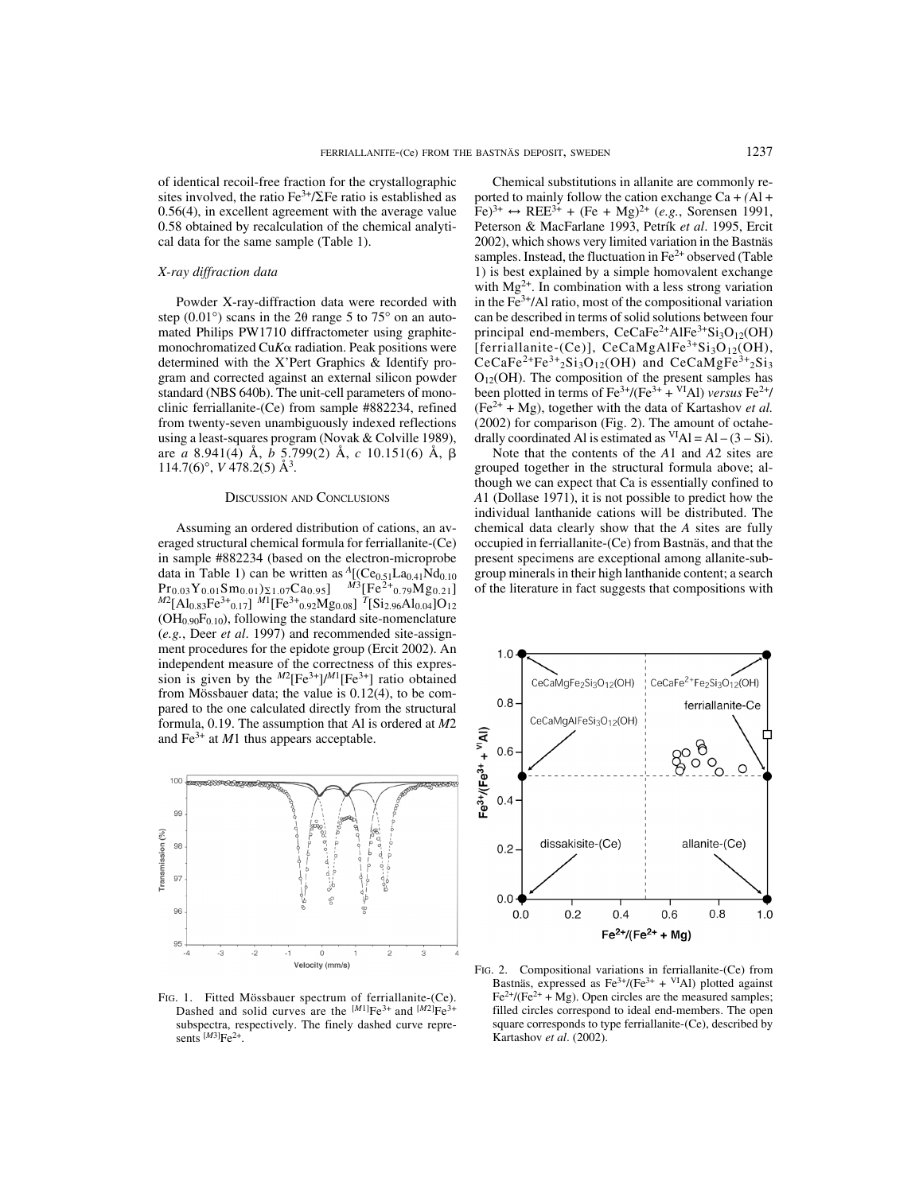of identical recoil-free fraction for the crystallographic sites involved, the ratio $Fe^{3+}/\Sigma Fe$ ratio is established as 0.56(4), in excellent agreement with the average value 0.58 obtained by recalculation of the chemical analytical data for the same sample (Table 1).

### *X-ray diffraction data*

Powder X-ray-diffraction data were recorded with step (0.01°) scans in the 2θ range 5 to 75° on an automated Philips PW1710 diffractometer using graphite-monochromatized Cu*K*α radiation. Peak positions were determined with the X'Pert Graphics & Identify program and corrected against an external silicon powder standard (NBS 640b). The unit-cell parameters of monoclinic ferriallanite-(Ce) from sample #882234, refined from twenty-seven unambiguously indexed reflections using a least-squares program (Novak & Colville 1989), are *a* 8.941(4) Å, *b* 5.799(2) Å, *c* 10.151(6) Å, β 114.7(6)°, *V* 478.2(5) Å$^3$.

## Discussion and Conclusions

Assuming an ordered distribution of cations, an averaged structural chemical formula for ferriallanite-(Ce) in sample #882234 (based on the electron-microprobe data in Table 1) can be written as ${}^{A}[(Ce_{0.51}La_{0.41}Nd_{0.10}Pr_{0.03}Y_{0.01}Sm_{0.01})_{\Sigma 1.07}Ca_{0.95}]$ ${}^{M3}[Fe^{2+}_{0.79}Mg_{0.21}]$ ${}^{M2}[Al_{0.83}Fe^{3+}_{0.17}]$ ${}^{M1}[Fe^{3+}_{0.92}Mg_{0.08}]$ ${}^{T}[Si_{2.96}Al_{0.04}]O_{12}$ $(OH_{0.90}F_{0.10})$, following the standard site-nomenclature (*e.g.*, Deer *et al*. 1997) and recommended site-assignment procedures for the epidote group (Ercit 2002). An independent measure of the correctness of this expression is given by the ${}^{M2}[Fe^{3+}]/{}^{M1}[Fe^{3+}]$ ratio obtained from Mössbauer data; the value is 0.12(4), to be compared to the one calculated directly from the structural formula, 0.19. The assumption that Al is ordered at *M*2 and $Fe^{3+}$ at *M*1 thus appears acceptable.

Fig. 1. Fitted Mössbauer spectrum of ferriallanite-(Ce). Dashed and solid curves are the ${}^{[M1]}Fe^{3+}$ and ${}^{[M2]}Fe^{3+}$ subspectra, respectively. The finely dashed curve represents ${}^{[M3]}Fe^{2+}$.

Chemical substitutions in allanite are commonly reported to mainly follow the cation exchange Ca + (Al + Fe)$^{3+}$ ↔ REE$^{3+}$ + (Fe + Mg)$^{2+}$ (*e.g.*, Sorensen 1991, Peterson & MacFarlane 1993, Petrík *et al*. 1995, Ercit 2002), which shows very limited variation in the Bastnäs samples. Instead, the fluctuation in $Fe^{2+}$ observed (Table 1) is best explained by a simple homovalent exchange with $Mg^{2+}$. In combination with a less strong variation in the $Fe^{3+}/Al$ ratio, most of the compositional variation can be described in terms of solid solutions between four principal end-members, $CeCaFe^{2+}AlFe^{3+}Si_3O_{12}(OH)$ [ferriallanite-(Ce)], $CeCaMgAlFe^{3+}Si_3O_{12}(OH)$, $CeCaFe^{2+}Fe^{3+}{}_2Si_3O_{12}(OH)$ and $CeCaMgFe^{3+}{}_2Si_3O_{12}(OH)$. The composition of the present samples has been plotted in terms of $Fe^{3+}/(Fe^{3+} + {}^{VI}Al)$ *versus* $Fe^{2+}/(Fe^{2+} + Mg)$, together with the data of Kartashov *et al.* (2002) for comparison (Fig. 2). The amount of octahedrally coordinated Al is estimated as ${}^{VI}Al = Al - (3 - Si)$.

Note that the contents of the *A*1 and *A*2 sites are grouped together in the structural formula above; although we can expect that Ca is essentially confined to *A*1 (Dollase 1971), it is not possible to predict how the individual lanthanide cations will be distributed. The chemical data clearly show that the *A* sites are fully occupied in ferriallanite-(Ce) from Bastnäs, and that the present specimens are exceptional among allanite-subgroup minerals in their high lanthanide content; a search of the literature in fact suggests that compositions with

Fig. 2. Compositional variations in ferriallanite-(Ce) from Bastnäs, expressed as $Fe^{3+}/(Fe^{3+} + {}^{VI}Al)$ plotted against $Fe^{2+}/(Fe^{2+} + Mg)$. Open circles are the measured samples; filled circles correspond to ideal end-members. The open square corresponds to type ferriallanite-(Ce), described by Kartashov *et al*. (2002).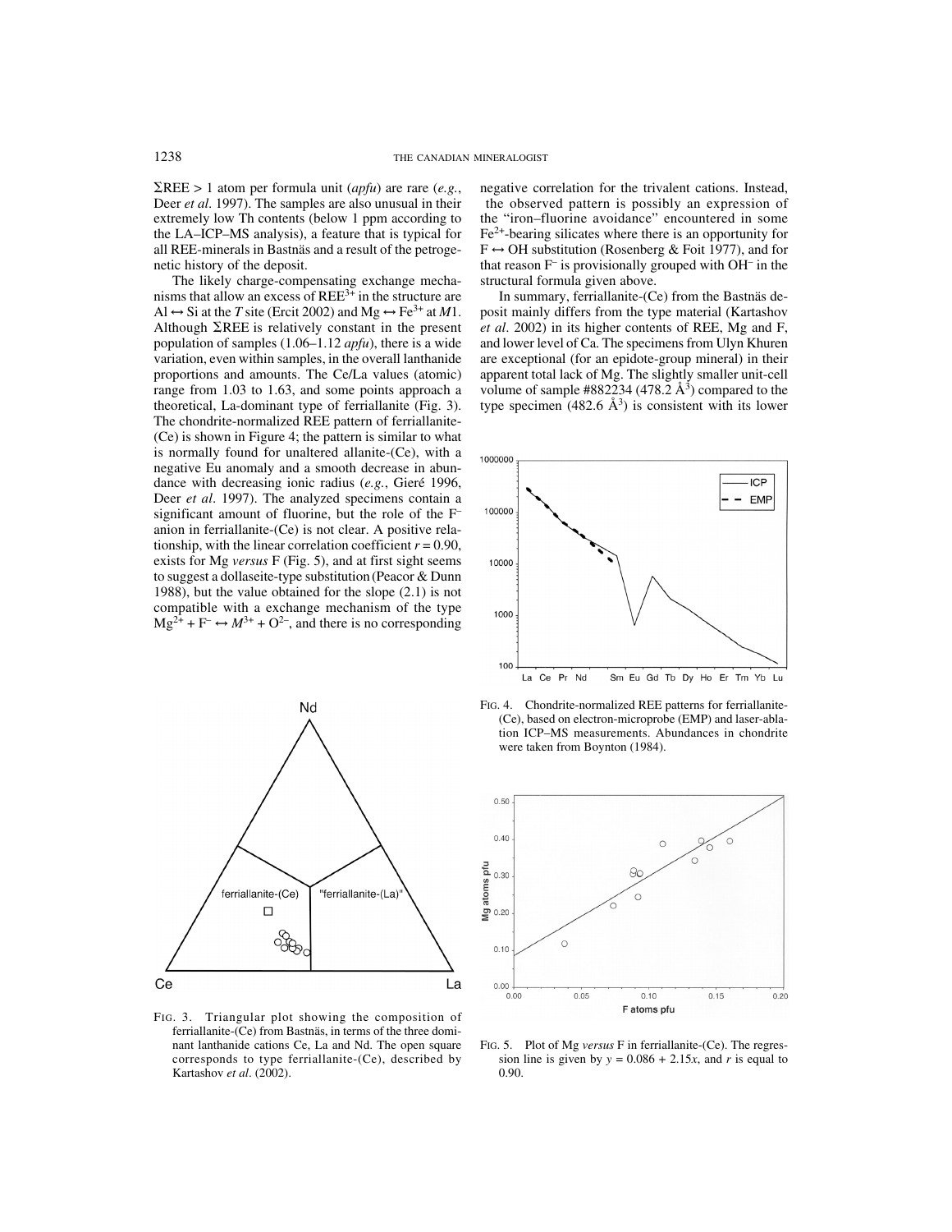ΣREE > 1 atom per formula unit (*apfu*) are rare (*e.g.*, Deer *et al.* 1997). The samples are also unusual in their extremely low Th contents (below 1 ppm according to the LA–ICP–MS analysis), a feature that is typical for all REE-minerals in Bastnäs and a result of the petrogenetic history of the deposit.

The likely charge-compensating exchange mechanisms that allow an excess of $REE^{3+}$ in the structure are Al ↔ Si at the *T* site (Ercit 2002) and Mg ↔ $Fe^{3+}$ at *M*1. Although ΣREE is relatively constant in the present population of samples (1.06–1.12 *apfu*), there is a wide variation, even within samples, in the overall lanthanide proportions and amounts. The Ce/La values (atomic) range from 1.03 to 1.63, and some points approach a theoretical, La-dominant type of ferriallanite (Fig. 3). The chondrite-normalized REE pattern of ferriallanite-(Ce) is shown in Figure 4; the pattern is similar to what is normally found for unaltered allanite-(Ce), with a negative Eu anomaly and a smooth decrease in abundance with decreasing ionic radius (*e.g.*, Gieré 1996, Deer *et al*. 1997). The analyzed specimens contain a significant amount of fluorine, but the role of the $F^-$ anion in ferriallanite-(Ce) is not clear. A positive relationship, with the linear correlation coefficient $r = 0.90$, exists for Mg *versus* F (Fig. 5), and at first sight seems to suggest a dollaseite-type substitution (Peacor & Dunn 1988), but the value obtained for the slope (2.1) is not compatible with a exchange mechanism of the type $Mg^{2+} + F^- \leftrightarrow M^{3+} + O^{2-}$, and there is no corresponding negative correlation for the trivalent cations. Instead, the observed pattern is possibly an expression of the "iron–fluorine avoidance" encountered in some $Fe^{2+}$-bearing silicates where there is an opportunity for F ↔ OH substitution (Rosenberg & Foit 1977), and for that reason $F^-$ is provisionally grouped with $OH^-$ in the structural formula given above.

In summary, ferriallanite-(Ce) from the Bastnäs deposit mainly differs from the type material (Kartashov *et al*. 2002) in its higher contents of REE, Mg and F, and lower level of Ca. The specimens from Ulyn Khuren are exceptional (for an epidote-group mineral) in their apparent total lack of Mg. The slightly smaller unit-cell volume of sample #882234 (478.2 Å$^3$) compared to the type specimen (482.6 Å$^3$) is consistent with its lower

FIG. 3. Triangular plot showing the composition of ferriallanite-(Ce) from Bastnäs, in terms of the three dominant lanthanide cations Ce, La and Nd. The open square corresponds to type ferriallanite-(Ce), described by Kartashov *et al*. (2002).

FIG. 4. Chondrite-normalized REE patterns for ferriallanite-(Ce), based on electron-microprobe (EMP) and laser-ablation ICP–MS measurements. Abundances in chondrite were taken from Boynton (1984).

FIG. 5. Plot of Mg *versus* F in ferriallanite-(Ce). The regression line is given by $y = 0.086 + 2.15x$, and $r$ is equal to 0.90.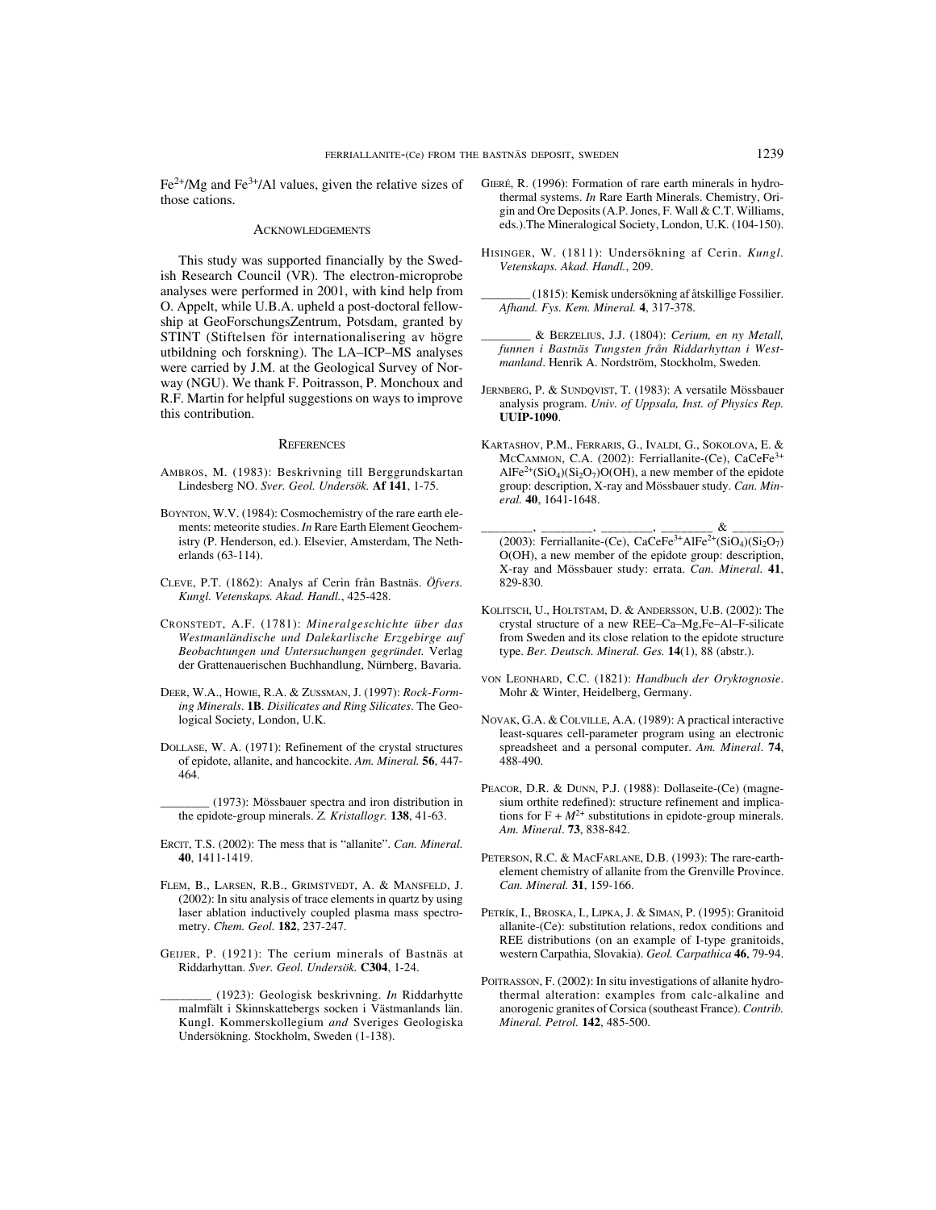$Fe^{2+}$/Mg and $Fe^{3+}$/Al values, given the relative sizes of those cations.

## Acknowledgements

This study was supported financially by the Swedish Research Council (VR). The electron-microprobe analyses were performed in 2001, with kind help from O. Appelt, while U.B.A. upheld a post-doctoral fellowship at GeoForschungsZentrum, Potsdam, granted by STINT (Stiftelsen för internationalisering av högre utbildning och forskning). The LA–ICP–MS analyses were carried by J.M. at the Geological Survey of Norway (NGU). We thank F. Poitrasson, P. Monchoux and R.F. Martin for helpful suggestions on ways to improve this contribution.

## References

Ambros, M. (1983): Beskrivning till Berggrundskartan Lindesberg NO. *Sver. Geol. Undersök.* **Af 141**, 1-75.

Boynton, W.V. (1984): Cosmochemistry of the rare earth elements: meteorite studies. *In* Rare Earth Element Geochemistry (P. Henderson, ed.). Elsevier, Amsterdam, The Netherlands (63-114).

Cleve, P.T. (1862): Analys af Cerin från Bastnäs. *Öfvers. Kungl. Vetenskaps. Akad. Handl.*, 425-428.

Cronstedt, A.F. (1781): *Mineralgeschichte über das Westmanländische und Dalekarlische Erzgebirge auf Beobachtungen und Untersuchungen gegründet.* Verlag der Grattenauerischen Buchhandlung, Nürnberg, Bavaria.

Deer, W.A., Howie, R.A. & Zussman, J. (1997): *Rock-Forming Minerals*. **1B**. *Disilicates and Ring Silicates*. The Geological Society, London, U.K.

Dollase, W. A. (1971): Refinement of the crystal structures of epidote, allanite, and hancockite. *Am. Mineral.* **56**, 447-464.

________ (1973): Mössbauer spectra and iron distribution in the epidote-group minerals. *Z. Kristallogr.* **138**, 41-63.

Ercit, T.S. (2002): The mess that is "allanite". *Can. Mineral.* **40**, 1411-1419.

Flem, B., Larsen, R.B., Grimstvedt, A. & Mansfeld, J. (2002): In situ analysis of trace elements in quartz by using laser ablation inductively coupled plasma mass spectrometry. *Chem. Geol.* **182**, 237-247.

Geijer, P. (1921): The cerium minerals of Bastnäs at Riddarhyttan. *Sver. Geol. Undersök.* **C304**, 1-24.

________ (1923): Geologisk beskrivning. *In* Riddarhytte malmfält i Skinnskattebergs socken i Västmanlands län. Kungl. Kommerskollegium *and* Sveriges Geologiska Undersökning. Stockholm, Sweden (1-138).

Gieré, R. (1996): Formation of rare earth minerals in hydrothermal systems. *In* Rare Earth Minerals. Chemistry, Origin and Ore Deposits (A.P. Jones, F. Wall & C.T. Williams, eds.).The Mineralogical Society, London, U.K. (104-150).

Hisinger, W. (1811): Undersökning af Cerin. *Kungl. Vetenskaps. Akad. Handl.*, 209.

________ (1815): Kemisk undersökning af åtskillige Fossilier. *Afhand. Fys. Kem. Mineral.* **4**, 317-378.

________ & Berzelius, J.J. (1804): *Cerium, en ny Metall, funnen i Bastnäs Tungsten från Riddarhyttan i Westmanland*. Henrik A. Nordström, Stockholm, Sweden.

Jernberg, P. & Sundqvist, T. (1983): A versatile Mössbauer analysis program. *Univ. of Uppsala, Inst. of Physics Rep.* **UUIP-1090**.

Kartashov, P.M., Ferraris, G., Ivaldi, G., Sokolova, E. & McCammon, C.A. (2002): Ferriallanite-(Ce), $CaCeFe^{3+}AlFe^{2+}(SiO_4)(Si_2O_7)O(OH)$, a new member of the epidote group: description, X-ray and Mössbauer study. *Can. Mineral.* **40**, 1641-1648.

________, ________, ________, ________ & ________ (2003): Ferriallanite-(Ce), $CaCeFe^{3+}AlFe^{2+}(SiO_4)(Si_2O_7)O(OH)$, a new member of the epidote group: description, X-ray and Mössbauer study: errata. *Can. Mineral.* **41**, 829-830.

Kolitsch, U., Holtstam, D. & Andersson, U.B. (2002): The crystal structure of a new REE–Ca–Mg,Fe–Al–F-silicate from Sweden and its close relation to the epidote structure type. *Ber. Deutsch. Mineral. Ges.* **14**(1), 88 (abstr.).

von Leonhard, C.C. (1821): *Handbuch der Oryktognosie*. Mohr & Winter, Heidelberg, Germany.

Novak, G.A. & Colville, A.A. (1989): A practical interactive least-squares cell-parameter program using an electronic spreadsheet and a personal computer. *Am. Mineral*. **74**, 488-490.

Peacor, D.R. & Dunn, P.J. (1988): Dollaseite-(Ce) (magnesium orthite redefined): structure refinement and implications for F + $M^{2+}$ substitutions in epidote-group minerals. *Am. Mineral*. **73**, 838-842.

Peterson, R.C. & MacFarlane, D.B. (1993): The rare-earth-element chemistry of allanite from the Grenville Province. *Can. Mineral.* **31**, 159-166.

Petrík, I., Broska, I., Lipka, J. & Siman, P. (1995): Granitoid allanite-(Ce): substitution relations, redox conditions and REE distributions (on an example of I-type granitoids, western Carpathia, Slovakia). *Geol. Carpathica* **46**, 79-94.

Poitrasson, F. (2002): In situ investigations of allanite hydrothermal alteration: examples from calc-alkaline and anorogenic granites of Corsica (southeast France). *Contrib. Mineral. Petrol.* **142**, 485-500.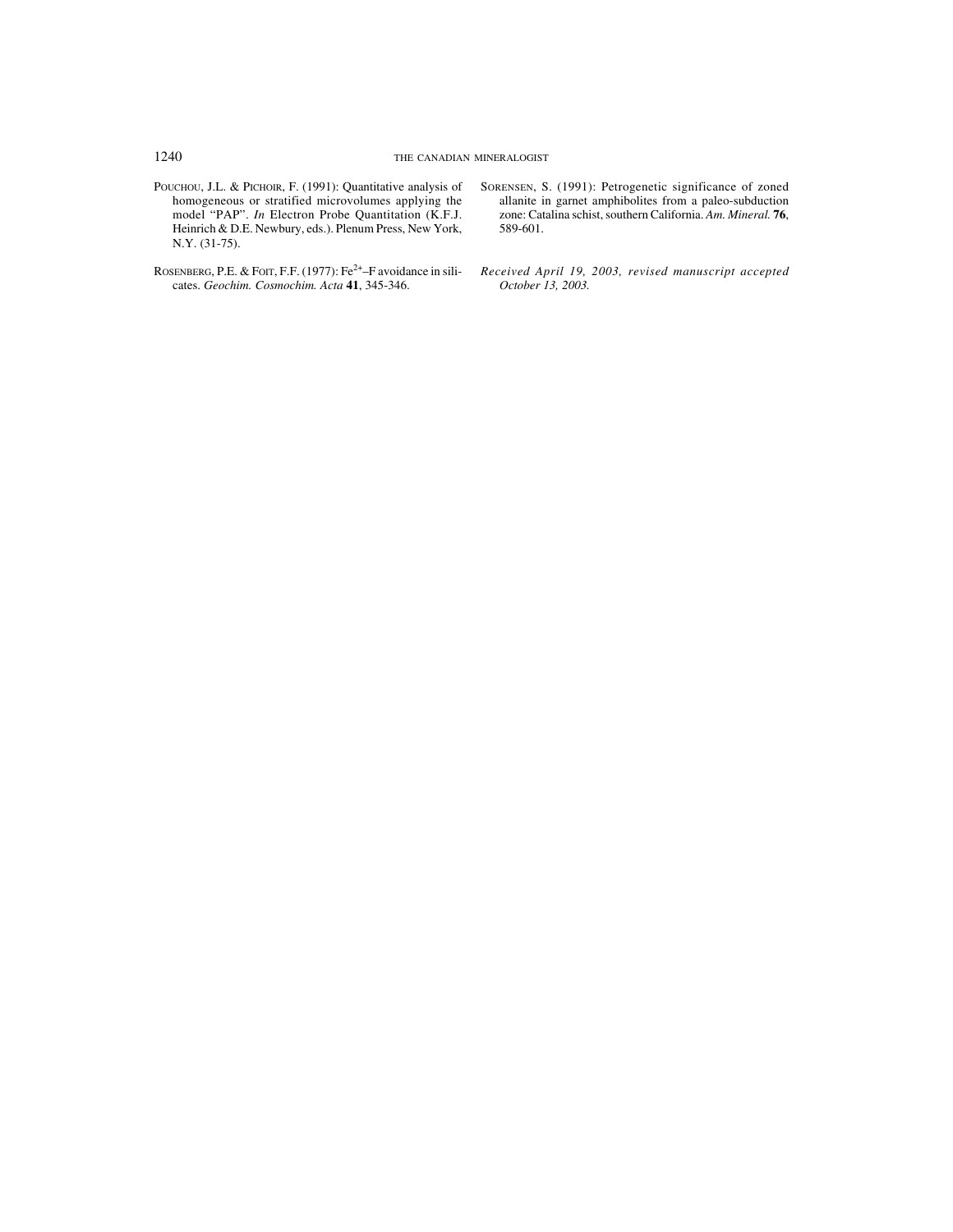POUCHOU, J.L. & PICHOIR, F. (1991): Quantitative analysis of homogeneous or stratified microvolumes applying the model "PAP". *In* Electron Probe Quantitation (K.F.J. Heinrich & D.E. Newbury, eds.). Plenum Press, New York, N.Y. (31-75).

ROSENBERG, P.E. & FOIT, F.F. (1977): $Fe^{2+}$–F avoidance in silicates. *Geochim. Cosmochim. Acta* **41**, 345-346.

SORENSEN, S. (1991): Petrogenetic significance of zoned allanite in garnet amphibolites from a paleo-subduction zone: Catalina schist, southern California. *Am. Mineral.* **76**, 589-601.

*Received April 19, 2003, revised manuscript accepted October 13, 2003.*